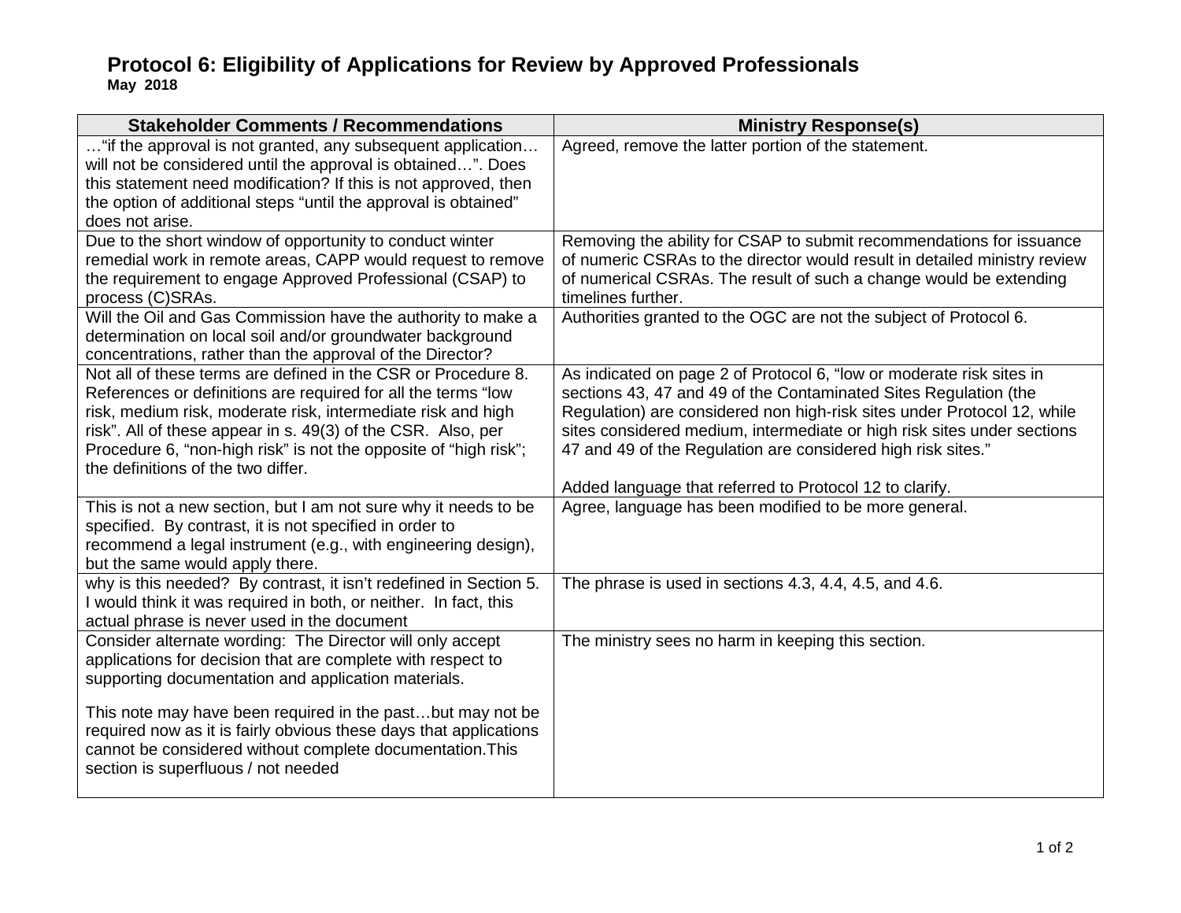# Protocol 6: Eligibility of Applications for Review by Approved Professionals

**May 2018**

| Stakeholder Comments / Recommendations | Ministry Response(s) |
|---|---|
| …"if the approval is not granted, any subsequent application… will not be considered until the approval is obtained…". Does this statement need modification? If this is not approved, then the option of additional steps "until the approval is obtained" does not arise. | Agreed, remove the latter portion of the statement. |
| Due to the short window of opportunity to conduct winter remedial work in remote areas, CAPP would request to remove the requirement to engage Approved Professional (CSAP) to process (C)SRAs. | Removing the ability for CSAP to submit recommendations for issuance of numeric CSRAs to the director would result in detailed ministry review of numerical CSRAs. The result of such a change would be extending timelines further. |
| Will the Oil and Gas Commission have the authority to make a determination on local soil and/or groundwater background concentrations, rather than the approval of the Director? | Authorities granted to the OGC are not the subject of Protocol 6. |
| Not all of these terms are defined in the CSR or Procedure 8. References or definitions are required for all the terms "low risk, medium risk, moderate risk, intermediate risk and high risk". All of these appear in s. 49(3) of the CSR. Also, per Procedure 6, "non-high risk" is not the opposite of "high risk"; the definitions of the two differ. | As indicated on page 2 of Protocol 6, "low or moderate risk sites in sections 43, 47 and 49 of the Contaminated Sites Regulation (the Regulation) are considered non high-risk sites under Protocol 12, while sites considered medium, intermediate or high risk sites under sections 47 and 49 of the Regulation are considered high risk sites."<br><br>Added language that referred to Protocol 12 to clarify. |
| This is not a new section, but I am not sure why it needs to be specified. By contrast, it is not specified in order to recommend a legal instrument (e.g., with engineering design), but the same would apply there. | Agree, language has been modified to be more general. |
| why is this needed? By contrast, it isn't redefined in Section 5. I would think it was required in both, or neither. In fact, this actual phrase is never used in the document | The phrase is used in sections 4.3, 4.4, 4.5, and 4.6. |
| Consider alternate wording: The Director will only accept applications for decision that are complete with respect to supporting documentation and application materials.<br><br>This note may have been required in the past…but may not be required now as it is fairly obvious these days that applications cannot be considered without complete documentation.This section is superfluous / not needed | The ministry sees no harm in keeping this section. |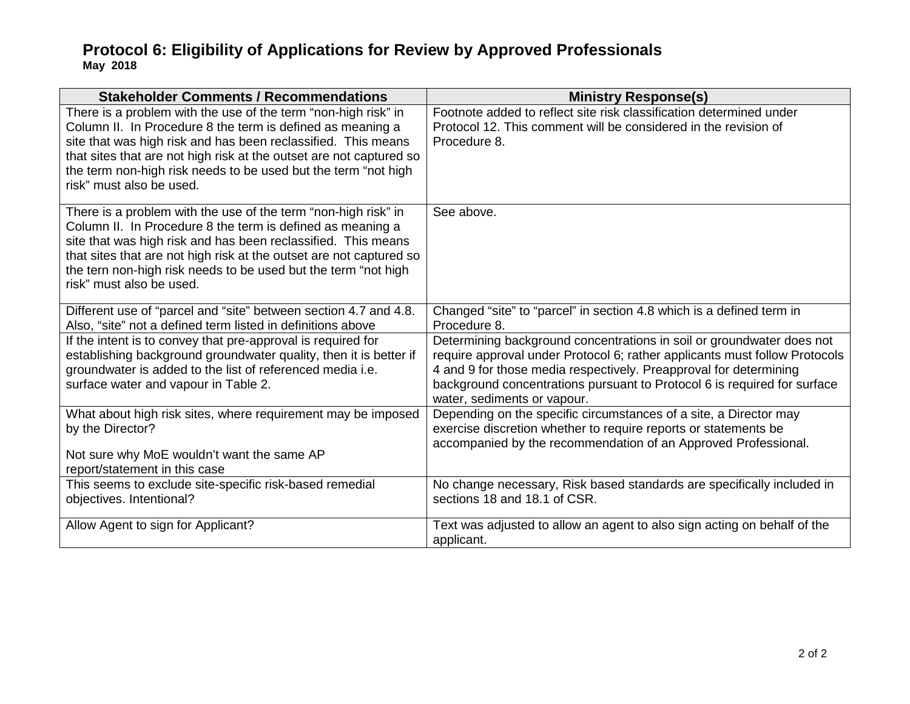# Protocol 6: Eligibility of Applications for Review by Approved Professionals

**May 2018**

| Stakeholder Comments / Recommendations | Ministry Response(s) |
|---|---|
| There is a problem with the use of the term "non-high risk" in Column II. In Procedure 8 the term is defined as meaning a site that was high risk and has been reclassified. This means that sites that are not high risk at the outset are not captured so the term non-high risk needs to be used but the term "not high risk" must also be used. | Footnote added to reflect site risk classification determined under Protocol 12. This comment will be considered in the revision of Procedure 8. |
| There is a problem with the use of the term "non-high risk" in Column II. In Procedure 8 the term is defined as meaning a site that was high risk and has been reclassified. This means that sites that are not high risk at the outset are not captured so the tern non-high risk needs to be used but the term "not high risk" must also be used. | See above. |
| Different use of "parcel and "site" between section 4.7 and 4.8. Also, "site" not a defined term listed in definitions above | Changed "site" to "parcel" in section 4.8 which is a defined term in Procedure 8. |
| If the intent is to convey that pre-approval is required for establishing background groundwater quality, then it is better if groundwater is added to the list of referenced media i.e. surface water and vapour in Table 2. | Determining background concentrations in soil or groundwater does not require approval under Protocol 6; rather applicants must follow Protocols 4 and 9 for those media respectively. Preapproval for determining background concentrations pursuant to Protocol 6 is required for surface water, sediments or vapour. |
| What about high risk sites, where requirement may be imposed by the Director?<br><br>Not sure why MoE wouldn't want the same AP report/statement in this case | Depending on the specific circumstances of a site, a Director may exercise discretion whether to require reports or statements be accompanied by the recommendation of an Approved Professional. |
| This seems to exclude site-specific risk-based remedial objectives. Intentional? | No change necessary, Risk based standards are specifically included in sections 18 and 18.1 of CSR. |
| Allow Agent to sign for Applicant? | Text was adjusted to allow an agent to also sign acting on behalf of the applicant. |